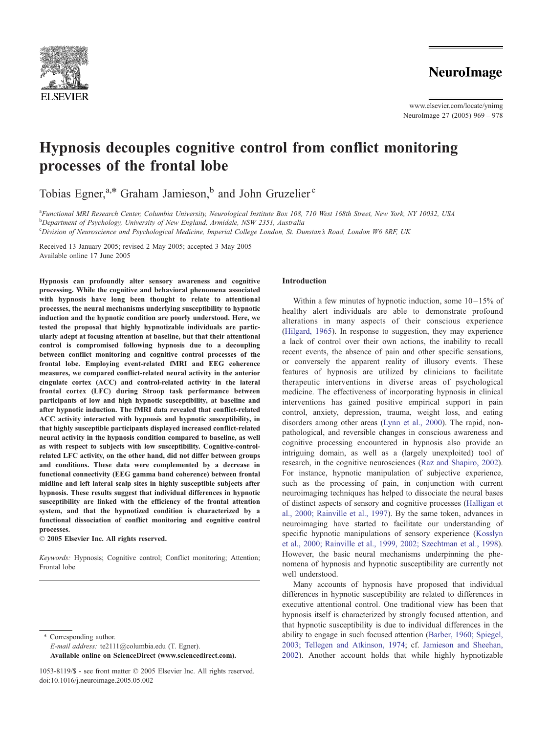# Hypnosis decouples cognitive control from conflict monitoring processes of the frontal lobe

Tobias Egner,[a,*] Graham Jamieson,[b] and John Gruzelier[c]

[a]Functional MRI Research Center, Columbia University, Neurological Institute Box 108, 710 West 168th Street, New York, NY 10032, USA
[b]Department of Psychology, University of New England, Armidale, NSW 2351, Australia
[c]Division of Neuroscience and Psychological Medicine, Imperial College London, St. Dunstan's Road, London W6 8RF, UK

Received 13 January 2005; revised 2 May 2005; accepted 3 May 2005
Available online 17 June 2005

**Hypnosis can profoundly alter sensory awareness and cognitive processing. While the cognitive and behavioral phenomena associated with hypnosis have long been thought to relate to attentional processes, the neural mechanisms underlying susceptibility to hypnotic induction and the hypnotic condition are poorly understood. Here, we tested the proposal that highly hypnotizable individuals are particularly adept at focusing attention at baseline, but that their attentional control is compromised following hypnosis due to a decoupling between conflict monitoring and cognitive control processes of the frontal lobe. Employing event-related fMRI and EEG coherence measures, we compared conflict-related neural activity in the anterior cingulate cortex (ACC) and control-related activity in the lateral frontal cortex (LFC) during Stroop task performance between participants of low and high hypnotic susceptibility, at baseline and after hypnotic induction. The fMRI data revealed that conflict-related ACC activity interacted with hypnosis and hypnotic susceptibility, in that highly susceptible participants displayed increased conflict-related neural activity in the hypnosis condition compared to baseline, as well as with respect to subjects with low susceptibility. Cognitive-control-related LFC activity, on the other hand, did not differ between groups and conditions. These data were complemented by a decrease in functional connectivity (EEG gamma band coherence) between frontal midline and left lateral scalp sites in highly susceptible subjects after hypnosis. These results suggest that individual differences in hypnotic susceptibility are linked with the efficiency of the frontal attention system, and that the hypnotized condition is characterized by a functional dissociation of conflict monitoring and cognitive control processes.**
**© 2005 Elsevier Inc. All rights reserved.**

*Keywords:* Hypnosis; Cognitive control; Conflict monitoring; Attention; Frontal lobe

\* Corresponding author.
*E-mail address:* te2111@columbia.edu (T. Egner).
**Available online on ScienceDirect (www.sciencedirect.com).**

1053-8119/$ - see front matter © 2005 Elsevier Inc. All rights reserved.
doi:10.1016/j.neuroimage.2005.05.002

## Introduction

Within a few minutes of hypnotic induction, some 10–15% of healthy alert individuals are able to demonstrate profound alterations in many aspects of their conscious experience (Hilgard, 1965). In response to suggestion, they may experience a lack of control over their own actions, the inability to recall recent events, the absence of pain and other specific sensations, or conversely the apparent reality of illusory events. These features of hypnosis are utilized by clinicians to facilitate therapeutic interventions in diverse areas of psychological medicine. The effectiveness of incorporating hypnosis in clinical interventions has gained positive empirical support in pain control, anxiety, depression, trauma, weight loss, and eating disorders among other areas (Lynn et al., 2000). The rapid, non-pathological, and reversible changes in conscious awareness and cognitive processing encountered in hypnosis also provide an intriguing domain, as well as a (largely unexploited) tool of research, in the cognitive neurosciences (Raz and Shapiro, 2002). For instance, hypnotic manipulation of subjective experience, such as the processing of pain, in conjunction with current neuroimaging techniques has helped to dissociate the neural bases of distinct aspects of sensory and cognitive processes (Halligan et al., 2000; Rainville et al., 1997). By the same token, advances in neuroimaging have started to facilitate our understanding of specific hypnotic manipulations of sensory experience (Kosslyn et al., 2000; Rainville et al., 1999, 2002; Szechtman et al., 1998). However, the basic neural mechanisms underpinning the phenomena of hypnosis and hypnotic susceptibility are currently not well understood.

Many accounts of hypnosis have proposed that individual differences in hypnotic susceptibility are related to differences in executive attentional control. One traditional view has been that hypnosis itself is characterized by strongly focused attention, and that hypnotic susceptibility is due to individual differences in the ability to engage in such focused attention (Barber, 1960; Spiegel, 2003; Tellegen and Atkinson, 1974; cf. Jamieson and Sheehan, 2002). Another account holds that while highly hypnotizable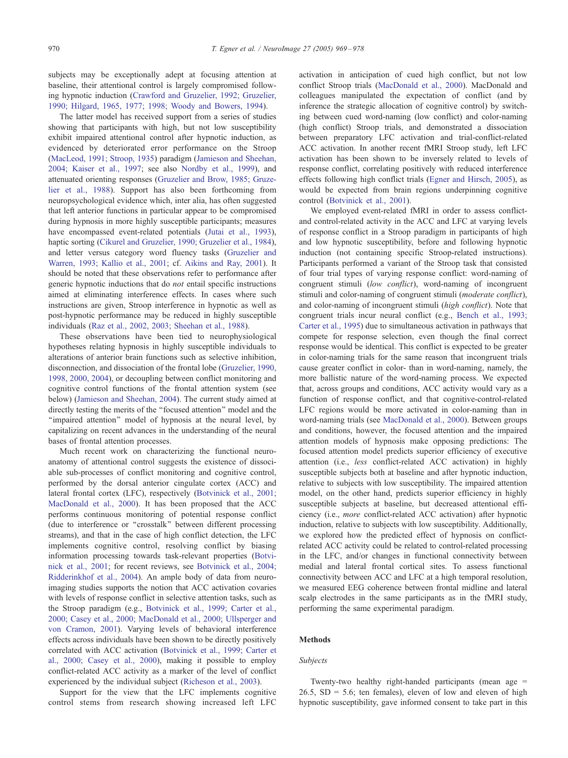subjects may be exceptionally adept at focusing attention at baseline, their attentional control is largely compromised following hypnotic induction (Crawford and Gruzelier, 1992; Gruzelier, 1990; Hilgard, 1965, 1977; 1998; Woody and Bowers, 1994).

The latter model has received support from a series of studies showing that participants with high, but not low susceptibility exhibit impaired attentional control after hypnotic induction, as evidenced by deteriorated error performance on the Stroop (MacLeod, 1991; Stroop, 1935) paradigm (Jamieson and Sheehan, 2004; Kaiser et al., 1997; see also Nordby et al., 1999), and attenuated orienting responses (Gruzelier and Brow, 1985; Gruzelier et al., 1988). Support has also been forthcoming from neuropsychological evidence which, inter alia, has often suggested that left anterior functions in particular appear to be compromised during hypnosis in more highly susceptible participants; measures have encompassed event-related potentials (Jutai et al., 1993), haptic sorting (Cikurel and Gruzelier, 1990; Gruzelier et al., 1984), and letter versus category word fluency tasks (Gruzelier and Warren, 1993; Kallio et al., 2001; cf. Aikins and Ray, 2001). It should be noted that these observations refer to performance after generic hypnotic inductions that do *not* entail specific instructions aimed at eliminating interference effects. In cases where such instructions are given, Stroop interference in hypnotic as well as post-hypnotic performance may be reduced in highly susceptible individuals (Raz et al., 2002, 2003; Sheehan et al., 1988).

These observations have been tied to neurophysiological hypotheses relating hypnosis in highly susceptible individuals to alterations of anterior brain functions such as selective inhibition, disconnection, and dissociation of the frontal lobe (Gruzelier, 1990, 1998, 2000, 2004), or decoupling between conflict monitoring and cognitive control functions of the frontal attention system (see below) (Jamieson and Sheehan, 2004). The current study aimed at directly testing the merits of the "focused attention" model and the "impaired attention" model of hypnosis at the neural level, by capitalizing on recent advances in the understanding of the neural bases of frontal attention processes.

Much recent work on characterizing the functional neuroanatomy of attentional control suggests the existence of dissociable sub-processes of conflict monitoring and cognitive control, performed by the dorsal anterior cingulate cortex (ACC) and lateral frontal cortex (LFC), respectively (Botvinick et al., 2001; MacDonald et al., 2000). It has been proposed that the ACC performs continuous monitoring of potential response conflict (due to interference or "crosstalk" between different processing streams), and that in the case of high conflict detection, the LFC implements cognitive control, resolving conflict by biasing information processing towards task-relevant properties (Botvinick et al., 2001; for recent reviews, see Botvinick et al., 2004; Ridderinkhof et al., 2004). An ample body of data from neuroimaging studies supports the notion that ACC activation covaries with levels of response conflict in selective attention tasks, such as the Stroop paradigm (e.g., Botvinick et al., 1999; Carter et al., 2000; Casey et al., 2000; MacDonald et al., 2000; Ullsperger and von Cramon, 2001). Varying levels of behavioral interference effects across individuals have been shown to be directly positively correlated with ACC activation (Botvinick et al., 1999; Carter et al., 2000; Casey et al., 2000), making it possible to employ conflict-related ACC activity as a marker of the level of conflict experienced by the individual subject (Richeson et al., 2003).

Support for the view that the LFC implements cognitive control stems from research showing increased left LFC activation in anticipation of cued high conflict, but not low conflict Stroop trials (MacDonald et al., 2000). MacDonald and colleagues manipulated the expectation of conflict (and by inference the strategic allocation of cognitive control) by switching between cued word-naming (low conflict) and color-naming (high conflict) Stroop trials, and demonstrated a dissociation between preparatory LFC activation and trial-conflict-related ACC activation. In another recent fMRI Stroop study, left LFC activation has been shown to be inversely related to levels of response conflict, correlating positively with reduced interference effects following high conflict trials (Egner and Hirsch, 2005), as would be expected from brain regions underpinning cognitive control (Botvinick et al., 2001).

We employed event-related fMRI in order to assess conflict- and control-related activity in the ACC and LFC at varying levels of response conflict in a Stroop paradigm in participants of high and low hypnotic susceptibility, before and following hypnotic induction (not containing specific Stroop-related instructions). Participants performed a variant of the Stroop task that consisted of four trial types of varying response conflict: word-naming of congruent stimuli (*low conflict*), word-naming of incongruent stimuli and color-naming of congruent stimuli (*moderate conflict*), and color-naming of incongruent stimuli (*high conflict*). Note that congruent trials incur neural conflict (e.g., Bench et al., 1993; Carter et al., 1995) due to simultaneous activation in pathways that compete for response selection, even though the final correct response would be identical. This conflict is expected to be greater in color-naming trials for the same reason that incongruent trials cause greater conflict in color- than in word-naming, namely, the more ballistic nature of the word-naming process. We expected that, across groups and conditions, ACC activity would vary as a function of response conflict, and that cognitive-control-related LFC regions would be more activated in color-naming than in word-naming trials (see MacDonald et al., 2000). Between groups and conditions, however, the focused attention and the impaired attention models of hypnosis make opposing predictions: The focused attention model predicts superior efficiency of executive attention (i.e., *less* conflict-related ACC activation) in highly susceptible subjects both at baseline and after hypnotic induction, relative to subjects with low susceptibility. The impaired attention model, on the other hand, predicts superior efficiency in highly susceptible subjects at baseline, but decreased attentional efficiency (i.e., *more* conflict-related ACC activation) after hypnotic induction, relative to subjects with low susceptibility. Additionally, we explored how the predicted effect of hypnosis on conflict-related ACC activity could be related to control-related processing in the LFC, and/or changes in functional connectivity between medial and lateral frontal cortical sites. To assess functional connectivity between ACC and LFC at a high temporal resolution, we measured EEG coherence between frontal midline and lateral scalp electrodes in the same participants as in the fMRI study, performing the same experimental paradigm.

## Methods

### Subjects

Twenty-two healthy right-handed participants (mean age = 26.5, SD = 5.6; ten females), eleven of low and eleven of high hypnotic susceptibility, gave informed consent to take part in this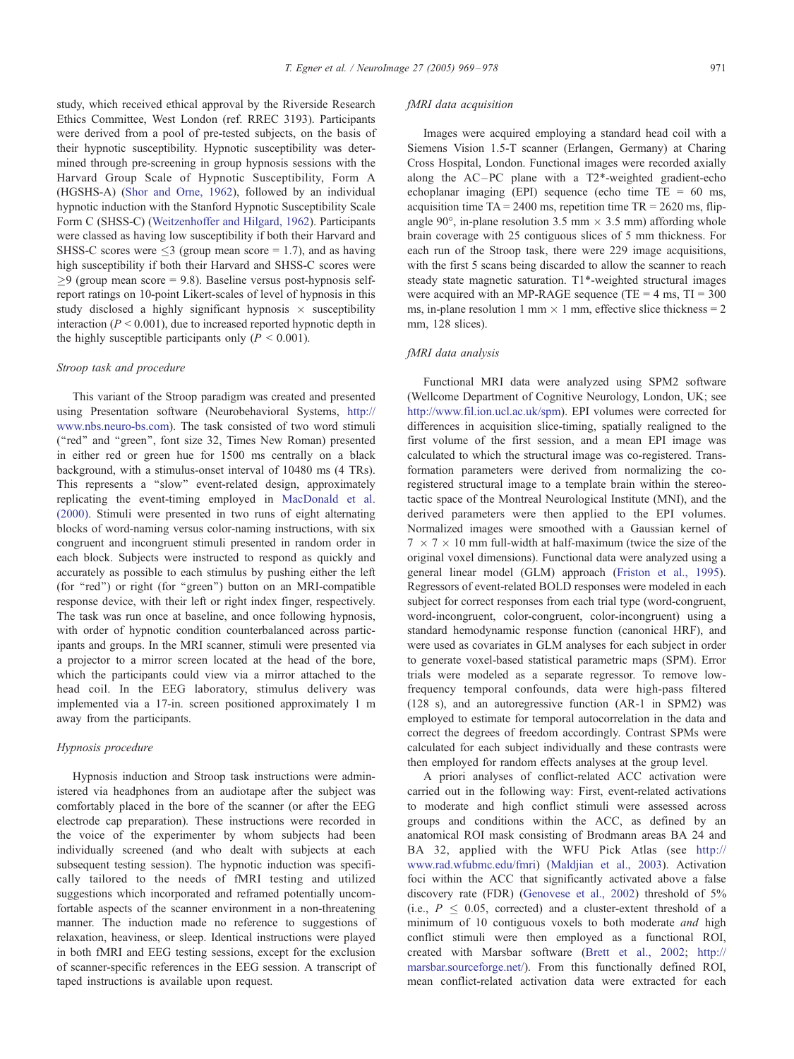study, which received ethical approval by the Riverside Research Ethics Committee, West London (ref. RREC 3193). Participants were derived from a pool of pre-tested subjects, on the basis of their hypnotic susceptibility. Hypnotic susceptibility was determined through pre-screening in group hypnosis sessions with the Harvard Group Scale of Hypnotic Susceptibility, Form A (HGSHS-A) (Shor and Orne, 1962), followed by an individual hypnotic induction with the Stanford Hypnotic Susceptibility Scale Form C (SHSS-C) (Weitzenhoffer and Hilgard, 1962). Participants were classed as having low susceptibility if both their Harvard and SHSS-C scores were $\leq 3$ (group mean score = 1.7), and as having high susceptibility if both their Harvard and SHSS-C scores were $\geq 9$ (group mean score = 9.8). Baseline versus post-hypnosis self-report ratings on 10-point Likert-scales of level of hypnosis in this study disclosed a highly significant hypnosis × susceptibility interaction ($P < 0.001$), due to increased reported hypnotic depth in the highly susceptible participants only ($P < 0.001$).

### Stroop task and procedure

This variant of the Stroop paradigm was created and presented using Presentation software (Neurobehavioral Systems, http://www.nbs.neuro-bs.com). The task consisted of two word stimuli ("red" and "green", font size 32, Times New Roman) presented in either red or green hue for 1500 ms centrally on a black background, with a stimulus-onset interval of 10480 ms (4 TRs). This represents a "slow" event-related design, approximately replicating the event-timing employed in MacDonald et al. (2000). Stimuli were presented in two runs of eight alternating blocks of word-naming versus color-naming instructions, with six congruent and incongruent stimuli presented in random order in each block. Subjects were instructed to respond as quickly and accurately as possible to each stimulus by pushing either the left (for "red") or right (for "green") button on an MRI-compatible response device, with their left or right index finger, respectively. The task was run once at baseline, and once following hypnosis, with order of hypnotic condition counterbalanced across participants and groups. In the MRI scanner, stimuli were presented via a projector to a mirror screen located at the head of the bore, which the participants could view via a mirror attached to the head coil. In the EEG laboratory, stimulus delivery was implemented via a 17-in. screen positioned approximately 1 m away from the participants.

### Hypnosis procedure

Hypnosis induction and Stroop task instructions were administered via headphones from an audiotape after the subject was comfortably placed in the bore of the scanner (or after the EEG electrode cap preparation). These instructions were recorded in the voice of the experimenter by whom subjects had been individually screened (and who dealt with subjects at each subsequent testing session). The hypnotic induction was specifically tailored to the needs of fMRI testing and utilized suggestions which incorporated and reframed potentially uncomfortable aspects of the scanner environment in a non-threatening manner. The induction made no reference to suggestions of relaxation, heaviness, or sleep. Identical instructions were played in both fMRI and EEG testing sessions, except for the exclusion of scanner-specific references in the EEG session. A transcript of taped instructions is available upon request.

### fMRI data acquisition

Images were acquired employing a standard head coil with a Siemens Vision 1.5-T scanner (Erlangen, Germany) at Charing Cross Hospital, London. Functional images were recorded axially along the AC–PC plane with a T2*-weighted gradient-echo echoplanar imaging (EPI) sequence (echo time TE = 60 ms, acquisition time TA = 2400 ms, repetition time TR = 2620 ms, flip-angle 90°, in-plane resolution 3.5 mm × 3.5 mm) affording whole brain coverage with 25 contiguous slices of 5 mm thickness. For each run of the Stroop task, there were 229 image acquisitions, with the first 5 scans being discarded to allow the scanner to reach steady state magnetic saturation. T1*-weighted structural images were acquired with an MP-RAGE sequence (TE = 4 ms, TI = 300 ms, in-plane resolution 1 mm × 1 mm, effective slice thickness = 2 mm, 128 slices).

### fMRI data analysis

Functional MRI data were analyzed using SPM2 software (Wellcome Department of Cognitive Neurology, London, UK; see http://www.fil.ion.ucl.ac.uk/spm). EPI volumes were corrected for differences in acquisition slice-timing, spatially realigned to the first volume of the first session, and a mean EPI image was calculated to which the structural image was co-registered. Transformation parameters were derived from normalizing the co-registered structural image to a template brain within the stereotactic space of the Montreal Neurological Institute (MNI), and the derived parameters were then applied to the EPI volumes. Normalized images were smoothed with a Gaussian kernel of 7 × 7 × 10 mm full-width at half-maximum (twice the size of the original voxel dimensions). Functional data were analyzed using a general linear model (GLM) approach (Friston et al., 1995). Regressors of event-related BOLD responses were modeled in each subject for correct responses from each trial type (word-congruent, word-incongruent, color-congruent, color-incongruent) using a standard hemodynamic response function (canonical HRF), and were used as covariates in GLM analyses for each subject in order to generate voxel-based statistical parametric maps (SPM). Error trials were modeled as a separate regressor. To remove low-frequency temporal confounds, data were high-pass filtered (128 s), and an autoregressive function (AR-1 in SPM2) was employed to estimate for temporal autocorrelation in the data and correct the degrees of freedom accordingly. Contrast SPMs were calculated for each subject individually and these contrasts were then employed for random effects analyses at the group level.

A priori analyses of conflict-related ACC activation were carried out in the following way: First, event-related activations to moderate and high conflict stimuli were assessed across groups and conditions within the ACC, as defined by an anatomical ROI mask consisting of Brodmann areas BA 24 and BA 32, applied with the WFU Pick Atlas (see http://www.rad.wfubmc.edu/fmri) (Maldjian et al., 2003). Activation foci within the ACC that significantly activated above a false discovery rate (FDR) (Genovese et al., 2002) threshold of 5% (i.e., $P \leq 0.05$, corrected) and a cluster-extent threshold of a minimum of 10 contiguous voxels to both moderate *and* high conflict stimuli were then employed as a functional ROI, created with Marsbar software (Brett et al., 2002; http://marsbar.sourceforge.net/). From this functionally defined ROI, mean conflict-related activation data were extracted for each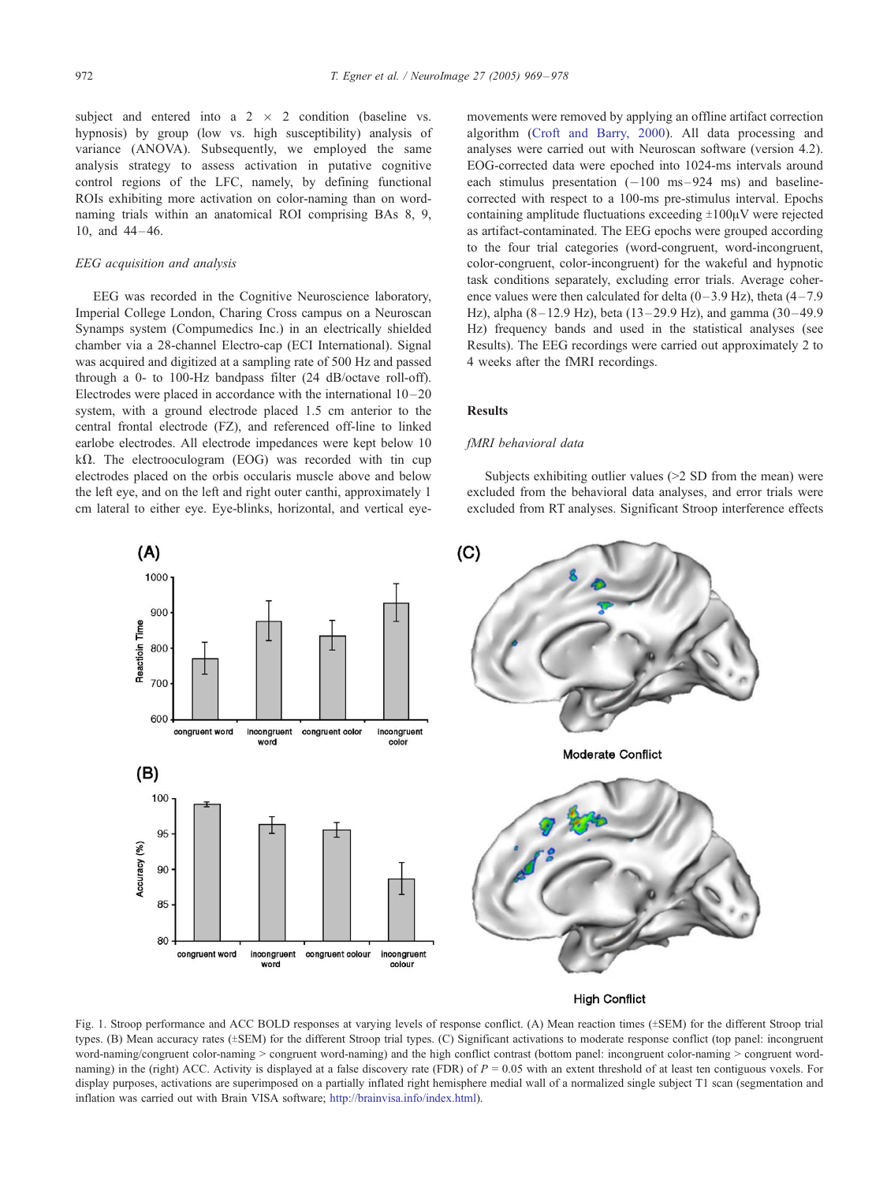subject and entered into a 2 × 2 condition (baseline vs. hypnosis) by group (low vs. high susceptibility) analysis of variance (ANOVA). Subsequently, we employed the same analysis strategy to assess activation in putative cognitive control regions of the LFC, namely, by defining functional ROIs exhibiting more activation on color-naming than on word-naming trials within an anatomical ROI comprising BAs 8, 9, 10, and 44–46.

### *EEG acquisition and analysis*

EEG was recorded in the Cognitive Neuroscience laboratory, Imperial College London, Charing Cross campus on a Neuroscan Synamps system (Compumedics Inc.) in an electrically shielded chamber via a 28-channel Electro-cap (ECI International). Signal was acquired and digitized at a sampling rate of 500 Hz and passed through a 0- to 100-Hz bandpass filter (24 dB/octave roll-off). Electrodes were placed in accordance with the international 10–20 system, with a ground electrode placed 1.5 cm anterior to the central frontal electrode (FZ), and referenced off-line to linked earlobe electrodes. All electrode impedances were kept below 10 kΩ. The electrooculogram (EOG) was recorded with tin cup electrodes placed on the orbis occularis muscle above and below the left eye, and on the left and right outer canthi, approximately 1 cm lateral to either eye. Eye-blinks, horizontal, and vertical eye-movements were removed by applying an offline artifact correction algorithm (Croft and Barry, 2000). All data processing and analyses were carried out with Neuroscan software (version 4.2). EOG-corrected data were epoched into 1024-ms intervals around each stimulus presentation (−100 ms–924 ms) and baseline-corrected with respect to a 100-ms pre-stimulus interval. Epochs containing amplitude fluctuations exceeding ±100μV were rejected as artifact-contaminated. The EEG epochs were grouped according to the four trial categories (word-congruent, word-incongruent, color-congruent, color-incongruent) for the wakeful and hypnotic task conditions separately, excluding error trials. Average coherence values were then calculated for delta (0–3.9 Hz), theta (4–7.9 Hz), alpha (8–12.9 Hz), beta (13–29.9 Hz), and gamma (30–49.9 Hz) frequency bands and used in the statistical analyses (see Results). The EEG recordings were carried out approximately 2 to 4 weeks after the fMRI recordings.

## Results

### *fMRI behavioral data*

Subjects exhibiting outlier values (>2 SD from the mean) were excluded from the behavioral data analyses, and error trials were excluded from RT analyses. Significant Stroop interference effects

Fig. 1. Stroop performance and ACC BOLD responses at varying levels of response conflict. (A) Mean reaction times (±SEM) for the different Stroop trial types. (B) Mean accuracy rates (±SEM) for the different Stroop trial types. (C) Significant activations to moderate response conflict (top panel: incongruent word-naming/congruent color-naming > congruent word-naming) and the high conflict contrast (bottom panel: incongruent color-naming > congruent word-naming) in the (right) ACC. Activity is displayed at a false discovery rate (FDR) of $P$ = 0.05 with an extent threshold of at least ten contiguous voxels. For display purposes, activations are superimposed on a partially inflated right hemisphere medial wall of a normalized single subject T1 scan (segmentation and inflation was carried out with Brain VISA software; http://brainvisa.info/index.html).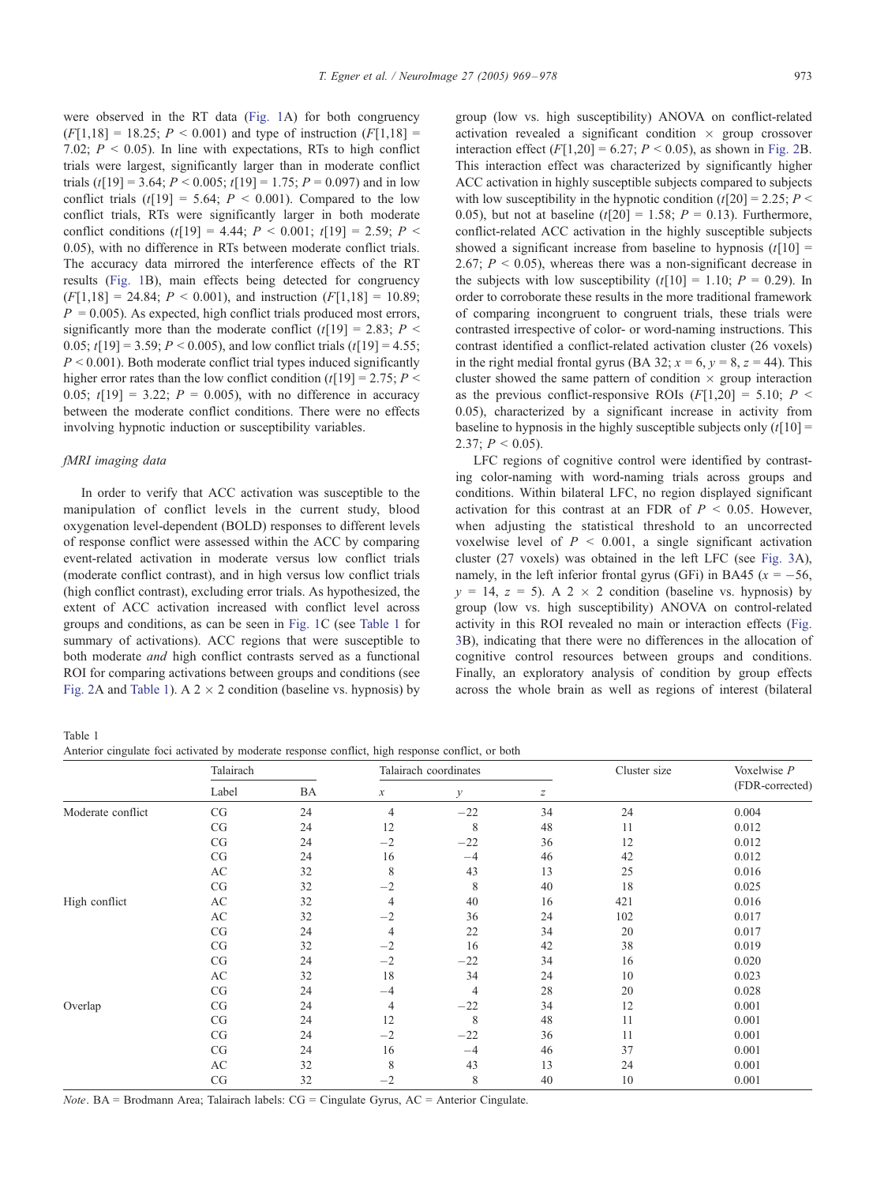were observed in the RT data (Fig. 1A) for both congruency ($F[1,18] = 18.25$; $P < 0.001$) and type of instruction ($F[1,18] = 7.02$; $P < 0.05$). In line with expectations, RTs to high conflict trials were largest, significantly larger than in moderate conflict trials ($t[19] = 3.64$; $P < 0.005$; $t[19] = 1.75$; $P = 0.097$) and in low conflict trials ($t[19] = 5.64$; $P < 0.001$). Compared to the low conflict trials, RTs were significantly larger in both moderate conflict conditions ($t[19] = 4.44$; $P < 0.001$; $t[19] = 2.59$; $P < 0.05$), with no difference in RTs between moderate conflict trials. The accuracy data mirrored the interference effects of the RT results (Fig. 1B), main effects being detected for congruency ($F[1,18] = 24.84$; $P < 0.001$), and instruction ($F[1,18] = 10.89$; $P = 0.005$). As expected, high conflict trials produced most errors, significantly more than the moderate conflict ($t[19] = 2.83$; $P < 0.05$; $t[19] = 3.59$; $P < 0.005$), and low conflict trials ($t[19] = 4.55$; $P < 0.001$). Both moderate conflict trial types induced significantly higher error rates than the low conflict condition ($t[19] = 2.75$; $P < 0.05$; $t[19] = 3.22$; $P = 0.005$), with no difference in accuracy between the moderate conflict conditions. There were no effects involving hypnotic induction or susceptibility variables.

### fMRI imaging data

In order to verify that ACC activation was susceptible to the manipulation of conflict levels in the current study, blood oxygenation level-dependent (BOLD) responses to different levels of response conflict were assessed within the ACC by comparing event-related activation in moderate versus low conflict trials (moderate conflict contrast), and in high versus low conflict trials (high conflict contrast), excluding error trials. As hypothesized, the extent of ACC activation increased with conflict level across groups and conditions, as can be seen in Fig. 1C (see Table 1 for summary of activations). ACC regions that were susceptible to both moderate *and* high conflict contrasts served as a functional ROI for comparing activations between groups and conditions (see Fig. 2A and Table 1). A 2 × 2 condition (baseline vs. hypnosis) by group (low vs. high susceptibility) ANOVA on conflict-related activation revealed a significant condition × group crossover interaction effect ($F[1,20] = 6.27$; $P < 0.05$), as shown in Fig. 2B. This interaction effect was characterized by significantly higher ACC activation in highly susceptible subjects compared to subjects with low susceptibility in the hypnotic condition ($t[20] = 2.25$; $P < 0.05$), but not at baseline ($t[20] = 1.58$; $P = 0.13$). Furthermore, conflict-related ACC activation in the highly susceptible subjects showed a significant increase from baseline to hypnosis ($t[10] = 2.67$; $P < 0.05$), whereas there was a non-significant decrease in the subjects with low susceptibility ($t[10] = 1.10$; $P = 0.29$). In order to corroborate these results in the more traditional framework of comparing incongruent to congruent trials, these trials were contrasted irrespective of color- or word-naming instructions. This contrast identified a conflict-related activation cluster (26 voxels) in the right medial frontal gyrus (BA 32; $x = 6$, $y = 8$, $z = 44$). This cluster showed the same pattern of condition × group interaction as the previous conflict-responsive ROIs ($F[1,20] = 5.10$; $P < 0.05$), characterized by a significant increase in activity from baseline to hypnosis in the highly susceptible subjects only ($t[10] = 2.37$; $P < 0.05$).

LFC regions of cognitive control were identified by contrasting color-naming with word-naming trials across groups and conditions. Within bilateral LFC, no region displayed significant activation for this contrast at an FDR of $P < 0.05$. However, when adjusting the statistical threshold to an uncorrected voxelwise level of $P < 0.001$, a single significant activation cluster (27 voxels) was obtained in the left LFC (see Fig. 3A), namely, in the left inferior frontal gyrus (GFi) in BA45 ($x = -56$, $y = 14$, $z = 5$). A 2 × 2 condition (baseline vs. hypnosis) by group (low vs. high susceptibility) ANOVA on control-related activity in this ROI revealed no main or interaction effects (Fig. 3B), indicating that there were no differences in the allocation of cognitive control resources between groups and conditions. Finally, an exploratory analysis of condition by group effects across the whole brain as well as regions of interest (bilateral

Table 1
Anterior cingulate foci activated by moderate response conflict, high response conflict, or both

| | Talairach | | Talairach coordinates | | | Cluster size | Voxelwise P (FDR-corrected) |
|---|---|---|---|---|---|---|---|
| | Label | BA | x | y | z | | |
| Moderate conflict | CG | 24 | 4 | −22 | 34 | 24 | 0.004 |
| | CG | 24 | 12 | 8 | 48 | 11 | 0.012 |
| | CG | 24 | −2 | −22 | 36 | 12 | 0.012 |
| | CG | 24 | 16 | −4 | 46 | 42 | 0.012 |
| | AC | 32 | 8 | 43 | 13 | 25 | 0.016 |
| | CG | 32 | −2 | 8 | 40 | 18 | 0.025 |
| High conflict | AC | 32 | 4 | 40 | 16 | 421 | 0.016 |
| | AC | 32 | −2 | 36 | 24 | 102 | 0.017 |
| | CG | 24 | 4 | 22 | 34 | 20 | 0.017 |
| | CG | 32 | −2 | 16 | 42 | 38 | 0.019 |
| | CG | 24 | −2 | −22 | 34 | 16 | 0.020 |
| | AC | 32 | 18 | 34 | 24 | 10 | 0.023 |
| | CG | 24 | −4 | 4 | 28 | 20 | 0.028 |
| Overlap | CG | 24 | 4 | −22 | 34 | 12 | 0.001 |
| | CG | 24 | 12 | 8 | 48 | 11 | 0.001 |
| | CG | 24 | −2 | −22 | 36 | 11 | 0.001 |
| | CG | 24 | 16 | −4 | 46 | 37 | 0.001 |
| | AC | 32 | 8 | 43 | 13 | 24 | 0.001 |
| | CG | 32 | −2 | 8 | 40 | 10 | 0.001 |

*Note*. BA = Brodmann Area; Talairach labels: CG = Cingulate Gyrus, AC = Anterior Cingulate.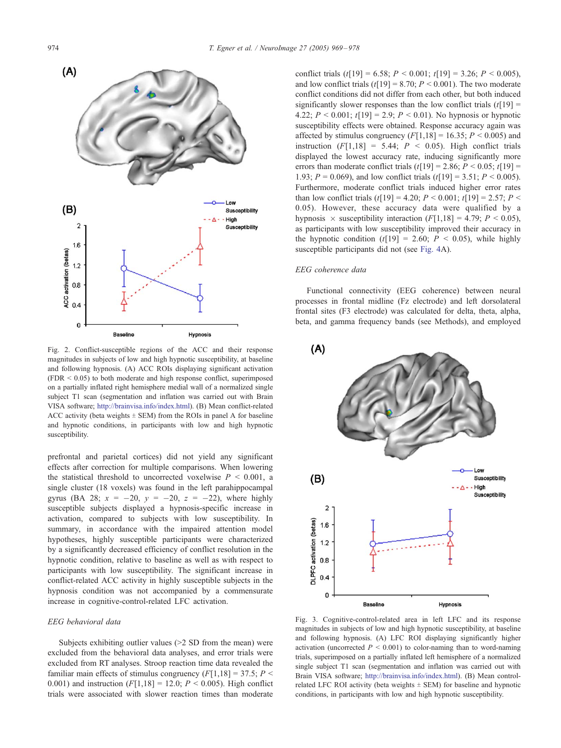Fig. 2. Conflict-susceptible regions of the ACC and their response magnitudes in subjects of low and high hypnotic susceptibility, at baseline and following hypnosis. (A) ACC ROIs displaying significant activation (FDR < 0.05) to both moderate and high response conflict, superimposed on a partially inflated right hemisphere medial wall of a normalized single subject T1 scan (segmentation and inflation was carried out with Brain VISA software; http://brainvisa.info/index.html). (B) Mean conflict-related ACC activity (beta weights ± SEM) from the ROIs in panel A for baseline and hypnotic conditions, in participants with low and high hypnotic susceptibility.

prefrontal and parietal cortices) did not yield any significant effects after correction for multiple comparisons. When lowering the statistical threshold to uncorrected voxelwise $P < 0.001$, a single cluster (18 voxels) was found in the left parahippocampal gyrus (BA 28; $x = -20$, $y = -20$, $z = -22$), where highly susceptible subjects displayed a hypnosis-specific increase in activation, compared to subjects with low susceptibility. In summary, in accordance with the impaired attention model hypotheses, highly susceptible participants were characterized by a significantly decreased efficiency of conflict resolution in the hypnotic condition, relative to baseline as well as with respect to participants with low susceptibility. The significant increase in conflict-related ACC activity in highly susceptible subjects in the hypnosis condition was not accompanied by a commensurate increase in cognitive-control-related LFC activation.

*EEG behavioral data*

Subjects exhibiting outlier values (>2 SD from the mean) were excluded from the behavioral data analyses, and error trials were excluded from RT analyses. Stroop reaction time data revealed the familiar main effects of stimulus congruency ($F[1,18] = 37.5$; $P < 0.001$) and instruction ($F[1,18] = 12.0$; $P < 0.005$). High conflict trials were associated with slower reaction times than moderate conflict trials ($t[19] = 6.58$; $P < 0.001$; $t[19] = 3.26$; $P < 0.005$), and low conflict trials ($t[19] = 8.70$; $P < 0.001$). The two moderate conflict conditions did not differ from each other, but both induced significantly slower responses than the low conflict trials ($t[19] = 4.22$; $P < 0.001$; $t[19] = 2.9$; $P < 0.01$). No hypnosis or hypnotic susceptibility effects were obtained. Response accuracy again was affected by stimulus congruency ($F[1,18] = 16.35$; $P < 0.005$) and instruction ($F[1,18] = 5.44$; $P < 0.05$). High conflict trials displayed the lowest accuracy rate, inducing significantly more errors than moderate conflict trials ($t[19] = 2.86$; $P < 0.05$; $t[19] = 1.93$; $P = 0.069$), and low conflict trials ($t[19] = 3.51$; $P < 0.005$). Furthermore, moderate conflict trials induced higher error rates than low conflict trials ($t[19] = 4.20$; $P < 0.001$; $t[19] = 2.57$; $P < 0.05$). However, these accuracy data were qualified by a hypnosis × susceptibility interaction ($F[1,18] = 4.79$; $P < 0.05$), as participants with low susceptibility improved their accuracy in the hypnotic condition ($t[19] = 2.60$; $P < 0.05$), while highly susceptible participants did not (see Fig. 4A).

*EEG coherence data*

Functional connectivity (EEG coherence) between neural processes in frontal midline (Fz electrode) and left dorsolateral frontal sites (F3 electrode) was calculated for delta, theta, alpha, beta, and gamma frequency bands (see Methods), and employed

Fig. 3. Cognitive-control-related area in left LFC and its response magnitudes in subjects of low and high hypnotic susceptibility, at baseline and following hypnosis. (A) LFC ROI displaying significantly higher activation (uncorrected $P < 0.001$) to color-naming than to word-naming trials, superimposed on a partially inflated left hemisphere of a normalized single subject T1 scan (segmentation and inflation was carried out with Brain VISA software; http://brainvisa.info/index.html). (B) Mean control-related LFC ROI activity (beta weights ± SEM) for baseline and hypnotic conditions, in participants with low and high hypnotic susceptibility.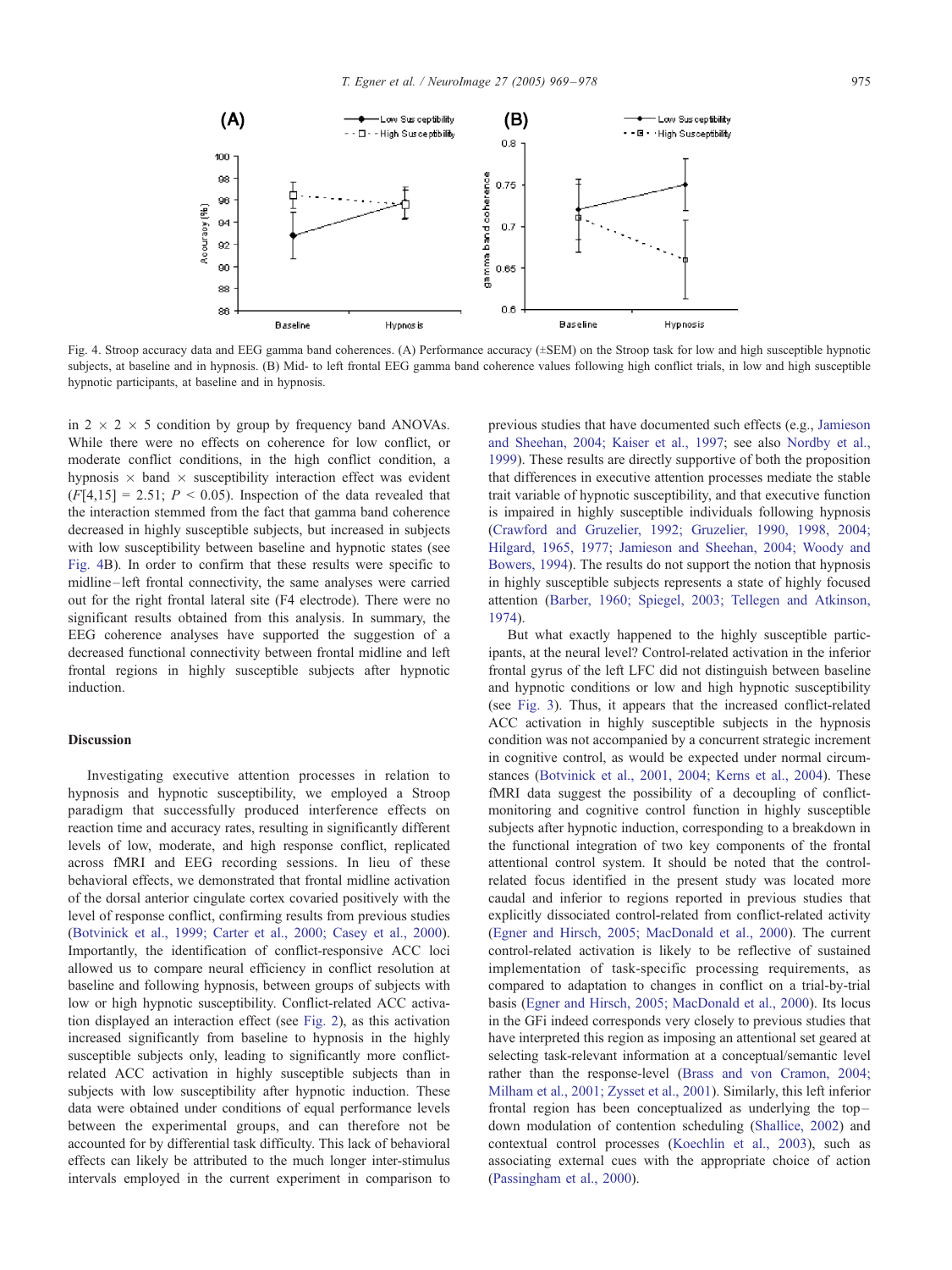Fig. 4. Stroop accuracy data and EEG gamma band coherences. (A) Performance accuracy (±SEM) on the Stroop task for low and high susceptible hypnotic subjects, at baseline and in hypnosis. (B) Mid- to left frontal EEG gamma band coherence values following high conflict trials, in low and high susceptible hypnotic participants, at baseline and in hypnosis.

in 2 × 2 × 5 condition by group by frequency band ANOVAs. While there were no effects on coherence for low conflict, or moderate conflict conditions, in the high conflict condition, a hypnosis × band × susceptibility interaction effect was evident ($F[4,15] = 2.51$; $P < 0.05$). Inspection of the data revealed that the interaction stemmed from the fact that gamma band coherence decreased in highly susceptible subjects, but increased in subjects with low susceptibility between baseline and hypnotic states (see Fig. 4B). In order to confirm that these results were specific to midline–left frontal connectivity, the same analyses were carried out for the right frontal lateral site (F4 electrode). There were no significant results obtained from this analysis. In summary, the EEG coherence analyses have supported the suggestion of a decreased functional connectivity between frontal midline and left frontal regions in highly susceptible subjects after hypnotic induction.

## Discussion

Investigating executive attention processes in relation to hypnosis and hypnotic susceptibility, we employed a Stroop paradigm that successfully produced interference effects on reaction time and accuracy rates, resulting in significantly different levels of low, moderate, and high response conflict, replicated across fMRI and EEG recording sessions. In lieu of these behavioral effects, we demonstrated that frontal midline activation of the dorsal anterior cingulate cortex covaried positively with the level of response conflict, confirming results from previous studies (Botvinick et al., 1999; Carter et al., 2000; Casey et al., 2000). Importantly, the identification of conflict-responsive ACC loci allowed us to compare neural efficiency in conflict resolution at baseline and following hypnosis, between groups of subjects with low or high hypnotic susceptibility. Conflict-related ACC activation displayed an interaction effect (see Fig. 2), as this activation increased significantly from baseline to hypnosis in the highly susceptible subjects only, leading to significantly more conflict-related ACC activation in highly susceptible subjects than in subjects with low susceptibility after hypnotic induction. These data were obtained under conditions of equal performance levels between the experimental groups, and can therefore not be accounted for by differential task difficulty. This lack of behavioral effects can likely be attributed to the much longer inter-stimulus intervals employed in the current experiment in comparison to previous studies that have documented such effects (e.g., Jamieson and Sheehan, 2004; Kaiser et al., 1997; see also Nordby et al., 1999). These results are directly supportive of both the proposition that differences in executive attention processes mediate the stable trait variable of hypnotic susceptibility, and that executive function is impaired in highly susceptible individuals following hypnosis (Crawford and Gruzelier, 1992; Gruzelier, 1990, 1998, 2004; Hilgard, 1965, 1977; Jamieson and Sheehan, 2004; Woody and Bowers, 1994). The results do not support the notion that hypnosis in highly susceptible subjects represents a state of highly focused attention (Barber, 1960; Spiegel, 2003; Tellegen and Atkinson, 1974).

But what exactly happened to the highly susceptible participants, at the neural level? Control-related activation in the inferior frontal gyrus of the left LFC did not distinguish between baseline and hypnotic conditions or low and high hypnotic susceptibility (see Fig. 3). Thus, it appears that the increased conflict-related ACC activation in highly susceptible subjects in the hypnosis condition was not accompanied by a concurrent strategic increment in cognitive control, as would be expected under normal circumstances (Botvinick et al., 2001, 2004; Kerns et al., 2004). These fMRI data suggest the possibility of a decoupling of conflict-monitoring and cognitive control function in highly susceptible subjects after hypnotic induction, corresponding to a breakdown in the functional integration of two key components of the frontal attentional control system. It should be noted that the control-related focus identified in the present study was located more caudal and inferior to regions reported in previous studies that explicitly dissociated control-related from conflict-related activity (Egner and Hirsch, 2005; MacDonald et al., 2000). The current control-related activation is likely to be reflective of sustained implementation of task-specific processing requirements, as compared to adaptation to changes in conflict on a trial-by-trial basis (Egner and Hirsch, 2005; MacDonald et al., 2000). Its locus in the GFi indeed corresponds very closely to previous studies that have interpreted this region as imposing an attentional set geared at selecting task-relevant information at a conceptual/semantic level rather than the response-level (Brass and von Cramon, 2004; Milham et al., 2001; Zysset et al., 2001). Similarly, this left inferior frontal region has been conceptualized as underlying the top–down modulation of contention scheduling (Shallice, 2002) and contextual control processes (Koechlin et al., 2003), such as associating external cues with the appropriate choice of action (Passingham et al., 2000).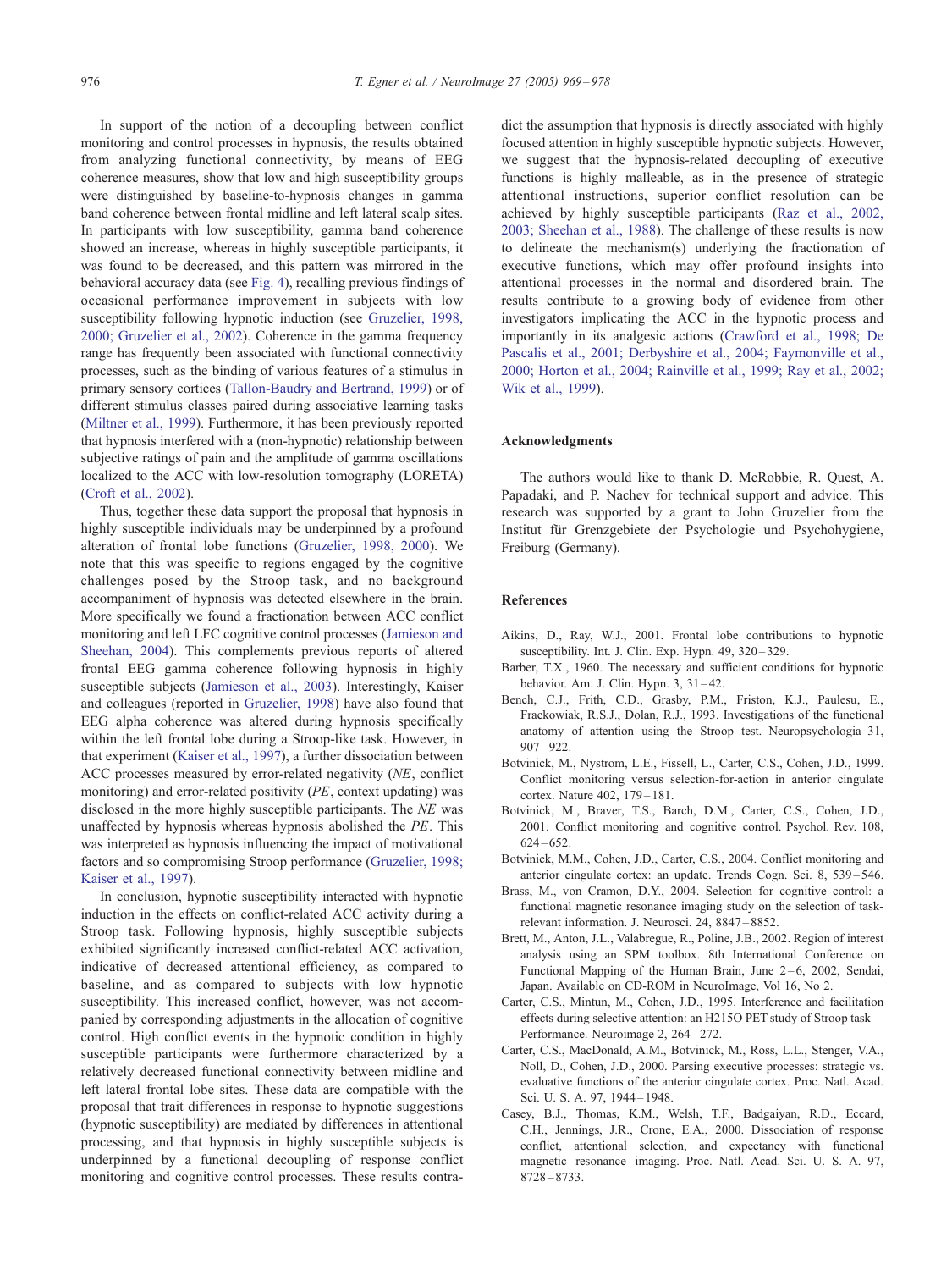In support of the notion of a decoupling between conflict monitoring and control processes in hypnosis, the results obtained from analyzing functional connectivity, by means of EEG coherence measures, show that low and high susceptibility groups were distinguished by baseline-to-hypnosis changes in gamma band coherence between frontal midline and left lateral scalp sites. In participants with low susceptibility, gamma band coherence showed an increase, whereas in highly susceptible participants, it was found to be decreased, and this pattern was mirrored in the behavioral accuracy data (see Fig. 4), recalling previous findings of occasional performance improvement in subjects with low susceptibility following hypnotic induction (see Gruzelier, 1998, 2000; Gruzelier et al., 2002). Coherence in the gamma frequency range has frequently been associated with functional connectivity processes, such as the binding of various features of a stimulus in primary sensory cortices (Tallon-Baudry and Bertrand, 1999) or of different stimulus classes paired during associative learning tasks (Miltner et al., 1999). Furthermore, it has been previously reported that hypnosis interfered with a (non-hypnotic) relationship between subjective ratings of pain and the amplitude of gamma oscillations localized to the ACC with low-resolution tomography (LORETA) (Croft et al., 2002).

Thus, together these data support the proposal that hypnosis in highly susceptible individuals may be underpinned by a profound alteration of frontal lobe functions (Gruzelier, 1998, 2000). We note that this was specific to regions engaged by the cognitive challenges posed by the Stroop task, and no background accompaniment of hypnosis was detected elsewhere in the brain. More specifically we found a fractionation between ACC conflict monitoring and left LFC cognitive control processes (Jamieson and Sheehan, 2004). This complements previous reports of altered frontal EEG gamma coherence following hypnosis in highly susceptible subjects (Jamieson et al., 2003). Interestingly, Kaiser and colleagues (reported in Gruzelier, 1998) have also found that EEG alpha coherence was altered during hypnosis specifically within the left frontal lobe during a Stroop-like task. However, in that experiment (Kaiser et al., 1997), a further dissociation between ACC processes measured by error-related negativity (*NE*, conflict monitoring) and error-related positivity (*PE*, context updating) was disclosed in the more highly susceptible participants. The *NE* was unaffected by hypnosis whereas hypnosis abolished the *PE*. This was interpreted as hypnosis influencing the impact of motivational factors and so compromising Stroop performance (Gruzelier, 1998; Kaiser et al., 1997).

In conclusion, hypnotic susceptibility interacted with hypnotic induction in the effects on conflict-related ACC activity during a Stroop task. Following hypnosis, highly susceptible subjects exhibited significantly increased conflict-related ACC activation, indicative of decreased attentional efficiency, as compared to baseline, and as compared to subjects with low hypnotic susceptibility. This increased conflict, however, was not accompanied by corresponding adjustments in the allocation of cognitive control. High conflict events in the hypnotic condition in highly susceptible participants were furthermore characterized by a relatively decreased functional connectivity between midline and left lateral frontal lobe sites. These data are compatible with the proposal that trait differences in response to hypnotic suggestions (hypnotic susceptibility) are mediated by differences in attentional processing, and that hypnosis in highly susceptible subjects is underpinned by a functional decoupling of response conflict monitoring and cognitive control processes. These results contradict the assumption that hypnosis is directly associated with highly focused attention in highly susceptible hypnotic subjects. However, we suggest that the hypnosis-related decoupling of executive functions is highly malleable, as in the presence of strategic attentional instructions, superior conflict resolution can be achieved by highly susceptible participants (Raz et al., 2002, 2003; Sheehan et al., 1988). The challenge of these results is now to delineate the mechanism(s) underlying the fractionation of executive functions, which may offer profound insights into attentional processes in the normal and disordered brain. The results contribute to a growing body of evidence from other investigators implicating the ACC in the hypnotic process and importantly in its analgesic actions (Crawford et al., 1998; De Pascalis et al., 2001; Derbyshire et al., 2004; Faymonville et al., 2000; Horton et al., 2004; Rainville et al., 1999; Ray et al., 2002; Wik et al., 1999).

## Acknowledgments

The authors would like to thank D. McRobbie, R. Quest, A. Papadaki, and P. Nachev for technical support and advice. This research was supported by a grant to John Gruzelier from the Institut für Grenzgebiete der Psychologie und Psychohygiene, Freiburg (Germany).

## References

- Aikins, D., Ray, W.J., 2001. Frontal lobe contributions to hypnotic susceptibility. Int. J. Clin. Exp. Hypn. 49, 320–329.
- Barber, T.X., 1960. The necessary and sufficient conditions for hypnotic behavior. Am. J. Clin. Hypn. 3, 31–42.
- Bench, C.J., Frith, C.D., Grasby, P.M., Friston, K.J., Paulesu, E., Frackowiak, R.S.J., Dolan, R.J., 1993. Investigations of the functional anatomy of attention using the Stroop test. Neuropsychologia 31, 907–922.
- Botvinick, M., Nystrom, L.E., Fissell, L., Carter, C.S., Cohen, J.D., 1999. Conflict monitoring versus selection-for-action in anterior cingulate cortex. Nature 402, 179–181.
- Botvinick, M., Braver, T.S., Barch, D.M., Carter, C.S., Cohen, J.D., 2001. Conflict monitoring and cognitive control. Psychol. Rev. 108, 624–652.
- Botvinick, M.M., Cohen, J.D., Carter, C.S., 2004. Conflict monitoring and anterior cingulate cortex: an update. Trends Cogn. Sci. 8, 539–546.
- Brass, M., von Cramon, D.Y., 2004. Selection for cognitive control: a functional magnetic resonance imaging study on the selection of task-relevant information. J. Neurosci. 24, 8847–8852.
- Brett, M., Anton, J.L., Valabregue, R., Poline, J.B., 2002. Region of interest analysis using an SPM toolbox. 8th International Conference on Functional Mapping of the Human Brain, June 2–6, 2002, Sendai, Japan. Available on CD-ROM in NeuroImage, Vol 16, No 2.
- Carter, C.S., Mintun, M., Cohen, J.D., 1995. Interference and facilitation effects during selective attention: an H215O PET study of Stroop task—Performance. Neuroimage 2, 264–272.
- Carter, C.S., MacDonald, A.M., Botvinick, M., Ross, L.L., Stenger, V.A., Noll, D., Cohen, J.D., 2000. Parsing executive processes: strategic vs. evaluative functions of the anterior cingulate cortex. Proc. Natl. Acad. Sci. U. S. A. 97, 1944–1948.
- Casey, B.J., Thomas, K.M., Welsh, T.F., Badgaiyan, R.D., Eccard, C.H., Jennings, J.R., Crone, E.A., 2000. Dissociation of response conflict, attentional selection, and expectancy with functional magnetic resonance imaging. Proc. Natl. Acad. Sci. U. S. A. 97, 8728–8733.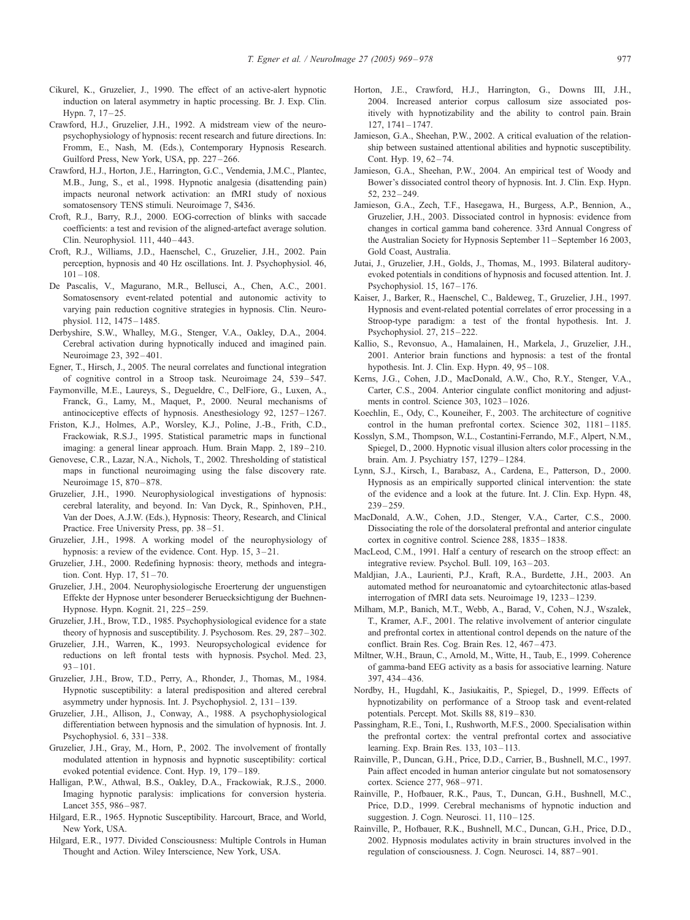Cikurel, K., Gruzelier, J., 1990. The effect of an active-alert hypnotic induction on lateral asymmetry in haptic processing. Br. J. Exp. Clin. Hypn. 7, 17–25.

Crawford, H.J., Gruzelier, J.H., 1992. A midstream view of the neuro-psychophysiology of hypnosis: recent research and future directions. In: Fromm, E., Nash, M. (Eds.), Contemporary Hypnosis Research. Guilford Press, New York, USA, pp. 227–266.

Crawford, H.J., Horton, J.E., Harrington, G.C., Vendemia, J.M.C., Plantec, M.B., Jung, S., et al., 1998. Hypnotic analgesia (disattending pain) impacts neuronal network activation: an fMRI study of noxious somatosensory TENS stimuli. Neuroimage 7, S436.

Croft, R.J., Barry, R.J., 2000. EOG-correction of blinks with saccade coefficients: a test and revision of the aligned-artefact average solution. Clin. Neurophysiol. 111, 440–443.

Croft, R.J., Williams, J.D., Haenschel, C., Gruzelier, J.H., 2002. Pain perception, hypnosis and 40 Hz oscillations. Int. J. Psychophysiol. 46, 101–108.

De Pascalis, V., Magurano, M.R., Bellusci, A., Chen, A.C., 2001. Somatosensory event-related potential and autonomic activity to varying pain reduction cognitive strategies in hypnosis. Clin. Neurophysiol. 112, 1475–1485.

Derbyshire, S.W., Whalley, M.G., Stenger, V.A., Oakley, D.A., 2004. Cerebral activation during hypnotically induced and imagined pain. Neuroimage 23, 392–401.

Egner, T., Hirsch, J., 2005. The neural correlates and functional integration of cognitive control in a Stroop task. Neuroimage 24, 539–547.

Faymonville, M.E., Laureys, S., Degueldre, C., DelFiore, G., Luxen, A., Franck, G., Lamy, M., Maquet, P., 2000. Neural mechanisms of antinociceptive effects of hypnosis. Anesthesiology 92, 1257–1267.

Friston, K.J., Holmes, A.P., Worsley, K.J., Poline, J.-B., Frith, C.D., Frackowiak, R.S.J., 1995. Statistical parametric maps in functional imaging: a general linear approach. Hum. Brain Mapp. 2, 189–210.

Genovese, C.R., Lazar, N.A., Nichols, T., 2002. Thresholding of statistical maps in functional neuroimaging using the false discovery rate. Neuroimage 15, 870–878.

Gruzelier, J.H., 1990. Neurophysiological investigations of hypnosis: cerebral laterality, and beyond. In: Van Dyck, R., Spinhoven, P.H., Van der Does, A.J.W. (Eds.), Hypnosis: Theory, Research, and Clinical Practice. Free University Press, pp. 38–51.

Gruzelier, J.H., 1998. A working model of the neurophysiology of hypnosis: a review of the evidence. Cont. Hyp. 15, 3–21.

Gruzelier, J.H., 2000. Redefining hypnosis: theory, methods and integration. Cont. Hyp. 17, 51–70.

Gruzelier, J.H., 2004. Neurophysiologische Eroerterung der unguenstigen Effekte der Hypnose unter besonderer Beruecksichtigung der Buehnen-Hypnose. Hypn. Kognit. 21, 225–259.

Gruzelier, J.H., Brow, T.D., 1985. Psychophysiological evidence for a state theory of hypnosis and susceptibility. J. Psychosom. Res. 29, 287–302.

Gruzelier, J.H., Warren, K., 1993. Neuropsychological evidence for reductions on left frontal tests with hypnosis. Psychol. Med. 23, 93–101.

Gruzelier, J.H., Brow, T.D., Perry, A., Rhonder, J., Thomas, M., 1984. Hypnotic susceptibility: a lateral predisposition and altered cerebral asymmetry under hypnosis. Int. J. Psychophysiol. 2, 131–139.

Gruzelier, J.H., Allison, J., Conway, A., 1988. A psychophysiological differentiation between hypnosis and the simulation of hypnosis. Int. J. Psychophysiol. 6, 331–338.

Gruzelier, J.H., Gray, M., Horn, P., 2002. The involvement of frontally modulated attention in hypnosis and hypnotic susceptibility: cortical evoked potential evidence. Cont. Hyp. 19, 179–189.

Halligan, P.W., Athwal, B.S., Oakley, D.A., Frackowiak, R.J.S., 2000. Imaging hypnotic paralysis: implications for conversion hysteria. Lancet 355, 986–987.

Hilgard, E.R., 1965. Hypnotic Susceptibility. Harcourt, Brace, and World, New York, USA.

Hilgard, E.R., 1977. Divided Consciousness: Multiple Controls in Human Thought and Action. Wiley Interscience, New York, USA.

Horton, J.E., Crawford, H.J., Harrington, G., Downs III, J.H., 2004. Increased anterior corpus callosum size associated positively with hypnotizability and the ability to control pain. Brain 127, 1741–1747.

Jamieson, G.A., Sheehan, P.W., 2002. A critical evaluation of the relationship between sustained attentional abilities and hypnotic susceptibility. Cont. Hyp. 19, 62–74.

Jamieson, G.A., Sheehan, P.W., 2004. An empirical test of Woody and Bower's dissociated control theory of hypnosis. Int. J. Clin. Exp. Hypn. 52, 232–249.

Jamieson, G.A., Zech, T.F., Hasegawa, H., Burgess, A.P., Bennion, A., Gruzelier, J.H., 2003. Dissociated control in hypnosis: evidence from changes in cortical gamma band coherence. 33rd Annual Congress of the Australian Society for Hypnosis September 11–September 16 2003, Gold Coast, Australia.

Jutai, J., Gruzelier, J.H., Golds, J., Thomas, M., 1993. Bilateral auditory-evoked potentials in conditions of hypnosis and focused attention. Int. J. Psychophysiol. 15, 167–176.

Kaiser, J., Barker, R., Haenschel, C., Baldeweg, T., Gruzelier, J.H., 1997. Hypnosis and event-related potential correlates of error processing in a Stroop-type paradigm: a test of the frontal hypothesis. Int. J. Psychophysiol. 27, 215–222.

Kallio, S., Revonsuo, A., Hamalainen, H., Markela, J., Gruzelier, J.H., 2001. Anterior brain functions and hypnosis: a test of the frontal hypothesis. Int. J. Clin. Exp. Hypn. 49, 95–108.

Kerns, J.G., Cohen, J.D., MacDonald, A.W., Cho, R.Y., Stenger, V.A., Carter, C.S., 2004. Anterior cingulate conflict monitoring and adjustments in control. Science 303, 1023–1026.

Koechlin, E., Ody, C., Kouneiher, F., 2003. The architecture of cognitive control in the human prefrontal cortex. Science 302, 1181–1185.

Kosslyn, S.M., Thompson, W.L., Costantini-Ferrando, M.F., Alpert, N.M., Spiegel, D., 2000. Hypnotic visual illusion alters color processing in the brain. Am. J. Psychiatry 157, 1279–1284.

Lynn, S.J., Kirsch, I., Barabasz, A., Cardena, E., Patterson, D., 2000. Hypnosis as an empirically supported clinical intervention: the state of the evidence and a look at the future. Int. J. Clin. Exp. Hypn. 48, 239–259.

MacDonald, A.W., Cohen, J.D., Stenger, V.A., Carter, C.S., 2000. Dissociating the role of the dorsolateral prefrontal and anterior cingulate cortex in cognitive control. Science 288, 1835–1838.

MacLeod, C.M., 1991. Half a century of research on the stroop effect: an integrative review. Psychol. Bull. 109, 163–203.

Maldjian, J.A., Laurienti, P.J., Kraft, R.A., Burdette, J.H., 2003. An automated method for neuroanatomic and cytoarchitectonic atlas-based interrogation of fMRI data sets. Neuroimage 19, 1233–1239.

Milham, M.P., Banich, M.T., Webb, A., Barad, V., Cohen, N.J., Wszalek, T., Kramer, A.F., 2001. The relative involvement of anterior cingulate and prefrontal cortex in attentional control depends on the nature of the conflict. Brain Res. Cog. Brain Res. 12, 467–473.

Miltner, W.H., Braun, C., Arnold, M., Witte, H., Taub, E., 1999. Coherence of gamma-band EEG activity as a basis for associative learning. Nature 397, 434–436.

Nordby, H., Hugdahl, K., Jasiukaitis, P., Spiegel, D., 1999. Effects of hypnotizability on performance of a Stroop task and event-related potentials. Percept. Mot. Skills 88, 819–830.

Passingham, R.E., Toni, I., Rushworth, M.F.S., 2000. Specialisation within the prefrontal cortex: the ventral prefrontal cortex and associative learning. Exp. Brain Res. 133, 103–113.

Rainville, P., Duncan, G.H., Price, D.D., Carrier, B., Bushnell, M.C., 1997. Pain affect encoded in human anterior cingulate but not somatosensory cortex. Science 277, 968–971.

Rainville, P., Hofbauer, R.K., Paus, T., Duncan, G.H., Bushnell, M.C., Price, D.D., 1999. Cerebral mechanisms of hypnotic induction and suggestion. J. Cogn. Neurosci. 11, 110–125.

Rainville, P., Hofbauer, R.K., Bushnell, M.C., Duncan, G.H., Price, D.D., 2002. Hypnosis modulates activity in brain structures involved in the regulation of consciousness. J. Cogn. Neurosci. 14, 887–901.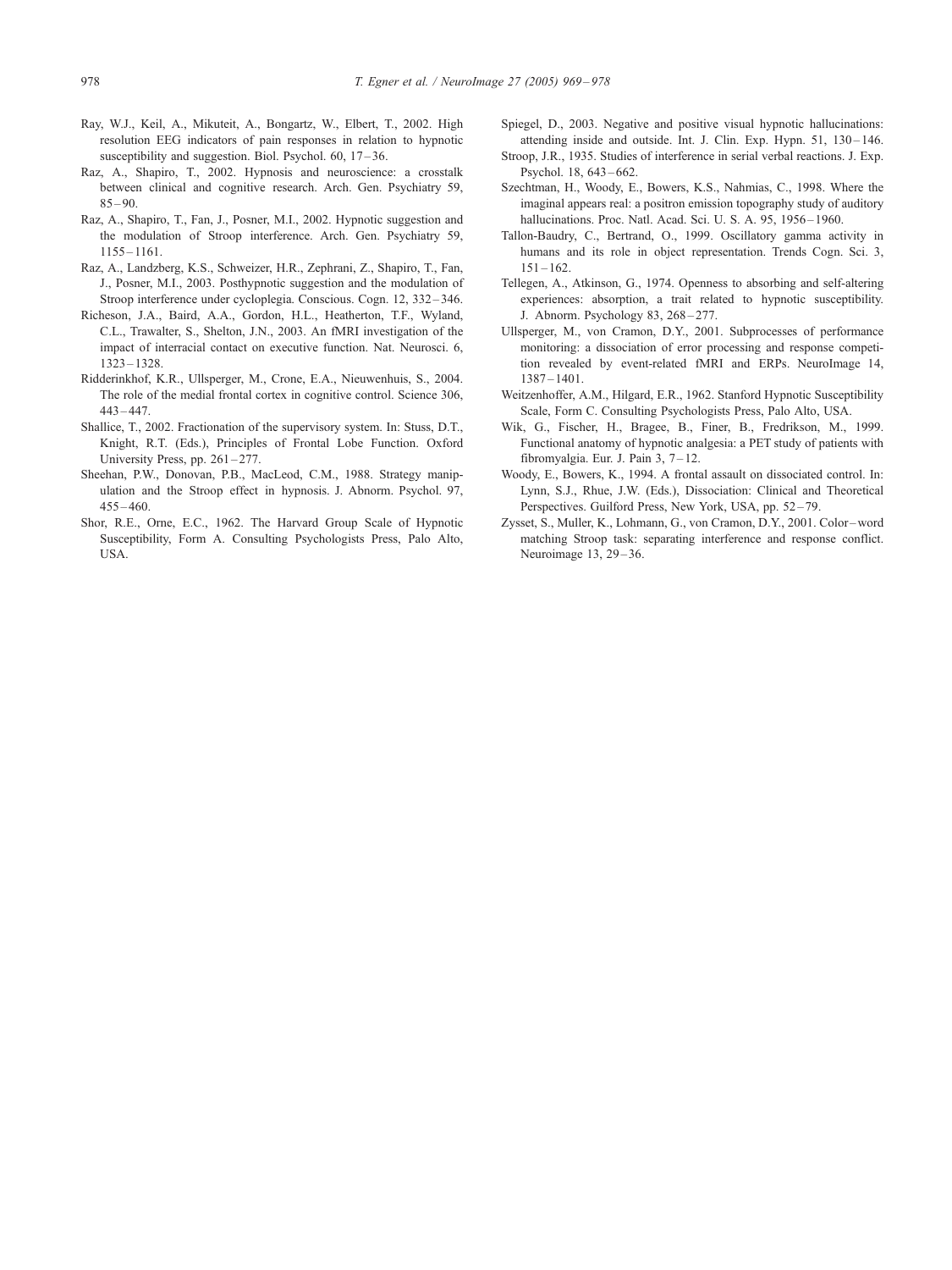Ray, W.J., Keil, A., Mikuteit, A., Bongartz, W., Elbert, T., 2002. High resolution EEG indicators of pain responses in relation to hypnotic susceptibility and suggestion. Biol. Psychol. 60, 17–36.

Raz, A., Shapiro, T., 2002. Hypnosis and neuroscience: a crosstalk between clinical and cognitive research. Arch. Gen. Psychiatry 59, 85–90.

Raz, A., Shapiro, T., Fan, J., Posner, M.I., 2002. Hypnotic suggestion and the modulation of Stroop interference. Arch. Gen. Psychiatry 59, 1155–1161.

Raz, A., Landzberg, K.S., Schweizer, H.R., Zephrani, Z., Shapiro, T., Fan, J., Posner, M.I., 2003. Posthypnotic suggestion and the modulation of Stroop interference under cycloplegia. Conscious. Cogn. 12, 332–346.

Richeson, J.A., Baird, A.A., Gordon, H.L., Heatherton, T.F., Wyland, C.L., Trawalter, S., Shelton, J.N., 2003. An fMRI investigation of the impact of interracial contact on executive function. Nat. Neurosci. 6, 1323–1328.

Ridderinkhof, K.R., Ullsperger, M., Crone, E.A., Nieuwenhuis, S., 2004. The role of the medial frontal cortex in cognitive control. Science 306, 443–447.

Shallice, T., 2002. Fractionation of the supervisory system. In: Stuss, D.T., Knight, R.T. (Eds.), Principles of Frontal Lobe Function. Oxford University Press, pp. 261–277.

Sheehan, P.W., Donovan, P.B., MacLeod, C.M., 1988. Strategy manipulation and the Stroop effect in hypnosis. J. Abnorm. Psychol. 97, 455–460.

Shor, R.E., Orne, E.C., 1962. The Harvard Group Scale of Hypnotic Susceptibility, Form A. Consulting Psychologists Press, Palo Alto, USA.

Spiegel, D., 2003. Negative and positive visual hypnotic hallucinations: attending inside and outside. Int. J. Clin. Exp. Hypn. 51, 130–146.

Stroop, J.R., 1935. Studies of interference in serial verbal reactions. J. Exp. Psychol. 18, 643–662.

Szechtman, H., Woody, E., Bowers, K.S., Nahmias, C., 1998. Where the imaginal appears real: a positron emission topography study of auditory hallucinations. Proc. Natl. Acad. Sci. U. S. A. 95, 1956–1960.

Tallon-Baudry, C., Bertrand, O., 1999. Oscillatory gamma activity in humans and its role in object representation. Trends Cogn. Sci. 3, 151–162.

Tellegen, A., Atkinson, G., 1974. Openness to absorbing and self-altering experiences: absorption, a trait related to hypnotic susceptibility. J. Abnorm. Psychology 83, 268–277.

Ullsperger, M., von Cramon, D.Y., 2001. Subprocesses of performance monitoring: a dissociation of error processing and response competition revealed by event-related fMRI and ERPs. NeuroImage 14, 1387–1401.

Weitzenhoffer, A.M., Hilgard, E.R., 1962. Stanford Hypnotic Susceptibility Scale, Form C. Consulting Psychologists Press, Palo Alto, USA.

Wik, G., Fischer, H., Bragee, B., Finer, B., Fredrikson, M., 1999. Functional anatomy of hypnotic analgesia: a PET study of patients with fibromyalgia. Eur. J. Pain 3, 7–12.

Woody, E., Bowers, K., 1994. A frontal assault on dissociated control. In: Lynn, S.J., Rhue, J.W. (Eds.), Dissociation: Clinical and Theoretical Perspectives. Guilford Press, New York, USA, pp. 52–79.

Zysset, S., Muller, K., Lohmann, G., von Cramon, D.Y., 2001. Color–word matching Stroop task: separating interference and response conflict. Neuroimage 13, 29–36.